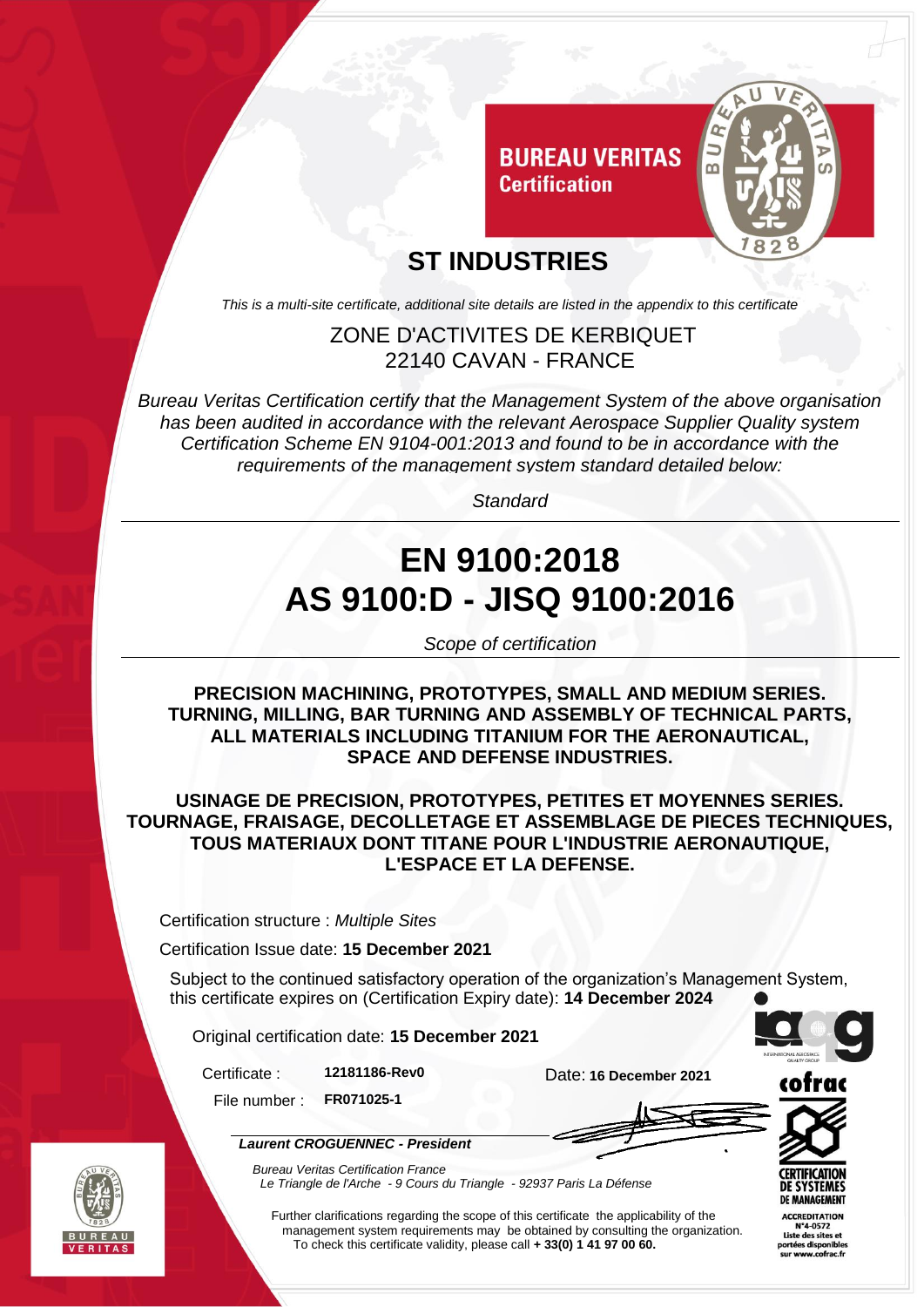**BUREAU VERITAS**
**Certification**

# ST INDUSTRIES

*This is a multi-site certificate, additional site details are listed in the appendix to this certificate*

ZONE D'ACTIVITES DE KERBIQUET
22140 CAVAN - FRANCE

*Bureau Veritas Certification certify that the Management System of the above organisation has been audited in accordance with the relevant Aerospace Supplier Quality system Certification Scheme EN 9104-001:2013 and found to be in accordance with the requirements of the management system standard detailed below:*

*Standard*

# EN 9100:2018
# AS 9100:D - JISQ 9100:2016

*Scope of certification*

**PRECISION MACHINING, PROTOTYPES, SMALL AND MEDIUM SERIES. TURNING, MILLING, BAR TURNING AND ASSEMBLY OF TECHNICAL PARTS, ALL MATERIALS INCLUDING TITANIUM FOR THE AERONAUTICAL, SPACE AND DEFENSE INDUSTRIES.**

**USINAGE DE PRECISION, PROTOTYPES, PETITES ET MOYENNES SERIES. TOURNAGE, FRAISAGE, DECOLLETAGE ET ASSEMBLAGE DE PIECES TECHNIQUES, TOUS MATERIAUX DONT TITANE POUR L'INDUSTRIE AERONAUTIQUE, L'ESPACE ET LA DEFENSE.**

Certification structure : *Multiple Sites*

Certification Issue date: **15 December 2021**

Subject to the continued satisfactory operation of the organization's Management System, this certificate expires on (Certification Expiry date): **14 December 2024**

Original certification date: **15 December 2021**

Certificate : **12181186-Rev0**

File number : **FR071025-1**

Date: **16 December 2021**

***Laurent CROGUENNEC - President***

*Bureau Veritas Certification France*
*Le Triangle de l'Arche - 9 Cours du Triangle - 92937 Paris La Défense*

Further clarifications regarding the scope of this certificate the applicability of the management system requirements may be obtained by consulting the organization.
To check this certificate validity, please call **+ 33(0) 1 41 97 00 60.**

cofrac
CERTIFICATION DE SYSTEMES DE MANAGEMENT
ACCREDITATION N°4-0572
Liste des sites et portées disponibles sur www.cofrac.fr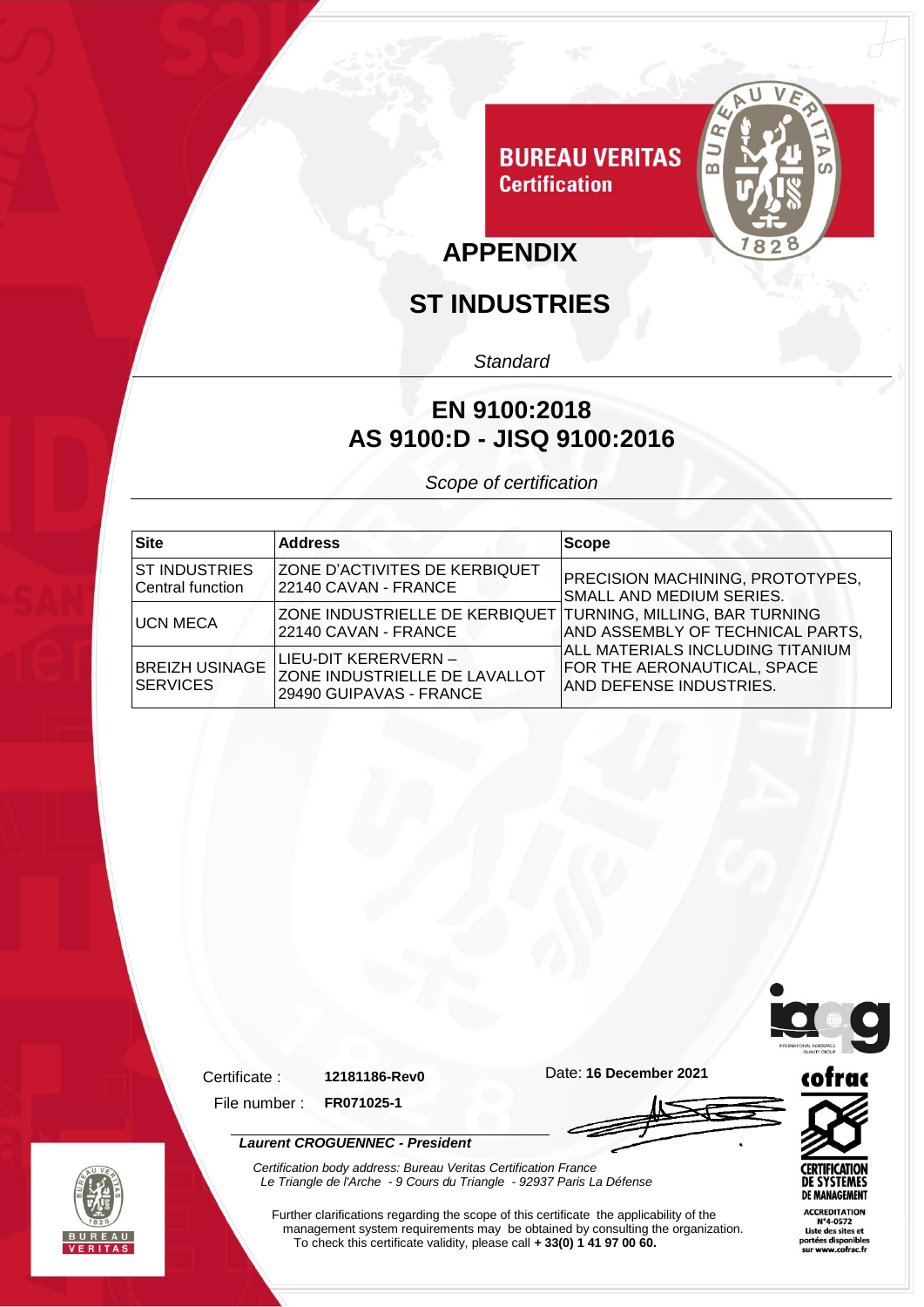BUREAU VERITAS
Certification

# APPENDIX

# ST INDUSTRIES

*Standard*

## EN 9100:2018
## AS 9100:D - JISQ 9100:2016

*Scope of certification*

| Site | Address | Scope |
|---|---|---|
| ST INDUSTRIES Central function | ZONE D'ACTIVITES DE KERBIQUET 22140 CAVAN - FRANCE | PRECISION MACHINING, PROTOTYPES, SMALL AND MEDIUM SERIES. TURNING, MILLING, BAR TURNING AND ASSEMBLY OF TECHNICAL PARTS, ALL MATERIALS INCLUDING TITANIUM FOR THE AERONAUTICAL, SPACE AND DEFENSE INDUSTRIES. |
| UCN MECA | ZONE INDUSTRIELLE DE KERBIQUET 22140 CAVAN - FRANCE | |
| BREIZH USINAGE SERVICES | LIEU-DIT KERERVERN – ZONE INDUSTRIELLE DE LAVALLOT 29490 GUIPAVAS - FRANCE | |

Certificate : **12181186-Rev0**

File number : **FR071025-1**

Date: **16 December 2021**

***Laurent CROGUENNEC - President***

*Certification body address: Bureau Veritas Certification France*
*Le Triangle de l'Arche - 9 Cours du Triangle - 92937 Paris La Défense*

Further clarifications regarding the scope of this certificate the applicability of the management system requirements may be obtained by consulting the organization. To check this certificate validity, please call **+ 33(0) 1 41 97 00 60.**

cofrac
CERTIFICATION DE SYSTEMES DE MANAGEMENT
ACCREDITATION N°4-0572
Liste des sites et portées disponibles sur www.cofrac.fr